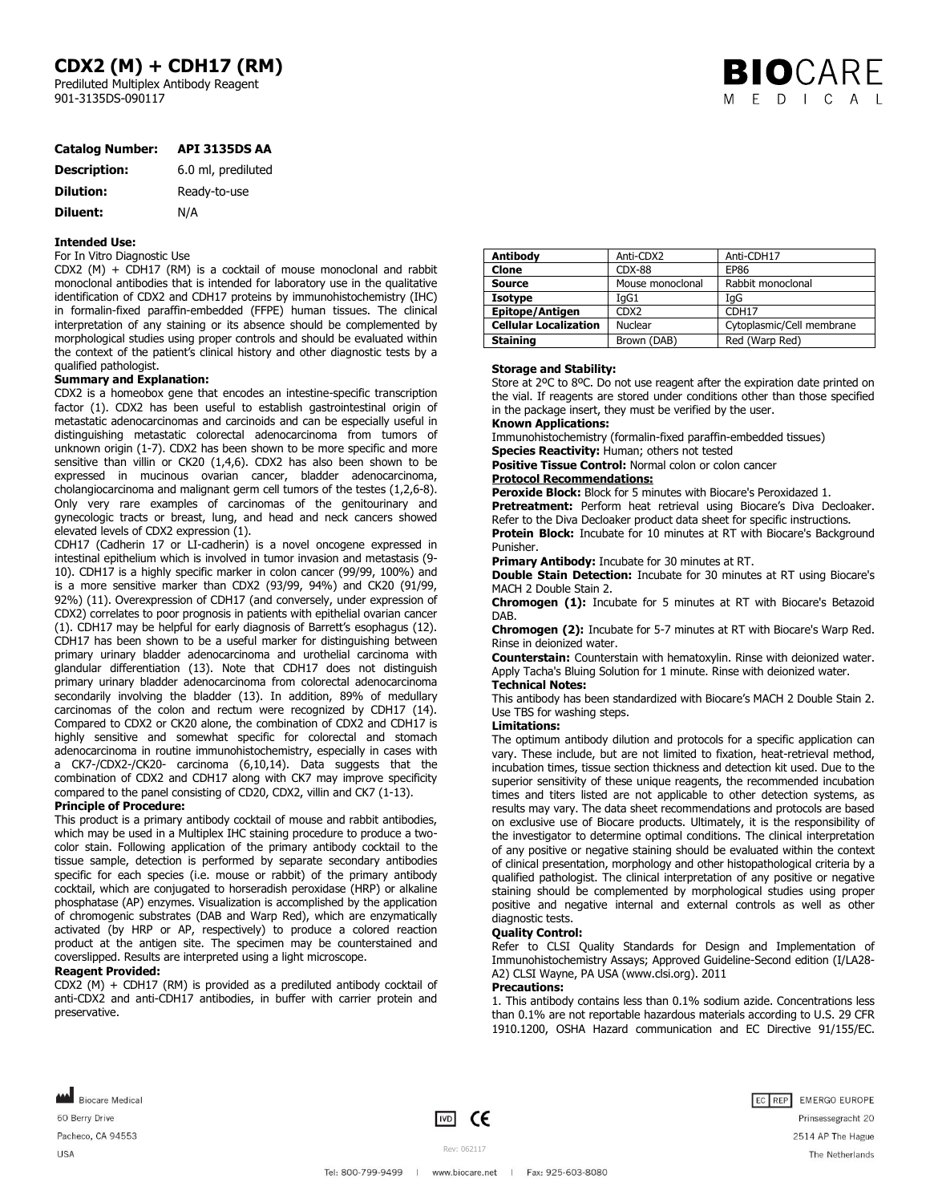# CDX2 (M) + CDH17 (RM)

Prediluted Multiplex Antibody Reagent
901-3135DS-090117

BIOCARE MEDICAL

| | |
|---|---|
| **Catalog Number:** | **API 3135DS AA** |
| **Description:** | 6.0 ml, prediluted |
| **Dilution:** | Ready-to-use |
| **Diluent:** | N/A |

**Intended Use:**

For In Vitro Diagnostic Use

CDX2 (M) + CDH17 (RM) is a cocktail of mouse monoclonal and rabbit monoclonal antibodies that is intended for laboratory use in the qualitative identification of CDX2 and CDH17 proteins by immunohistochemistry (IHC) in formalin-fixed paraffin-embedded (FFPE) human tissues. The clinical interpretation of any staining or its absence should be complemented by morphological studies using proper controls and should be evaluated within the context of the patient's clinical history and other diagnostic tests by a qualified pathologist.

**Summary and Explanation:**

CDX2 is a homeobox gene that encodes an intestine-specific transcription factor (1). CDX2 has been useful to establish gastrointestinal origin of metastatic adenocarcinomas and carcinoids and can be especially useful in distinguishing metastatic colorectal adenocarcinoma from tumors of unknown origin (1-7). CDX2 has been shown to be more specific and more sensitive than villin or CK20 (1,4,6). CDX2 has also been shown to be expressed in mucinous ovarian cancer, bladder adenocarcinoma, cholangiocarcinoma and malignant germ cell tumors of the testes (1,2,6-8). Only very rare examples of carcinomas of the genitourinary and gynecologic tracts or breast, lung, and head and neck cancers showed elevated levels of CDX2 expression (1).

CDH17 (Cadherin 17 or LI-cadherin) is a novel oncogene expressed in intestinal epithelium which is involved in tumor invasion and metastasis (9-10). CDH17 is a highly specific marker in colon cancer (99/99, 100%) and is a more sensitive marker than CDX2 (93/99, 94%) and CK20 (91/99, 92%) (11). Overexpression of CDH17 (and conversely, under expression of CDX2) correlates to poor prognosis in patients with epithelial ovarian cancer (1). CDH17 may be helpful for early diagnosis of Barrett's esophagus (12). CDH17 has been shown to be a useful marker for distinguishing between primary urinary bladder adenocarcinoma and urothelial carcinoma with glandular differentiation (13). Note that CDH17 does not distinguish primary urinary bladder adenocarcinoma from colorectal adenocarcinoma secondarily involving the bladder (13). In addition, 89% of medullary carcinomas of the colon and rectum were recognized by CDH17 (14). Compared to CDX2 or CK20 alone, the combination of CDX2 and CDH17 is highly sensitive and somewhat specific for colorectal and stomach adenocarcinoma in routine immunohistochemistry, especially in cases with a CK7-/CDX2-/CK20- carcinoma (6,10,14). Data suggests that the combination of CDX2 and CDH17 along with CK7 may improve specificity compared to the panel consisting of CD20, CDX2, villin and CK7 (1-13).

**Principle of Procedure:**

This product is a primary antibody cocktail of mouse and rabbit antibodies, which may be used in a Multiplex IHC staining procedure to produce a two-color stain. Following application of the primary antibody cocktail to the tissue sample, detection is performed by separate secondary antibodies specific for each species (i.e. mouse or rabbit) of the primary antibody cocktail, which are conjugated to horseradish peroxidase (HRP) or alkaline phosphatase (AP) enzymes. Visualization is accomplished by the application of chromogenic substrates (DAB and Warp Red), which are enzymatically activated (by HRP or AP, respectively) to produce a colored reaction product at the antigen site. The specimen may be counterstained and coverslipped. Results are interpreted using a light microscope.

**Reagent Provided:**

CDX2 (M) + CDH17 (RM) is provided as a prediluted antibody cocktail of anti-CDX2 and anti-CDH17 antibodies, in buffer with carrier protein and preservative.

| **Antibody** | Anti-CDX2 | Anti-CDH17 |
|---|---|---|
| **Clone** | CDX-88 | EP86 |
| **Source** | Mouse monoclonal | Rabbit monoclonal |
| **Isotype** | IgG1 | IgG |
| **Epitope/Antigen** | CDX2 | CDH17 |
| **Cellular Localization** | Nuclear | Cytoplasmic/Cell membrane |
| **Staining** | Brown (DAB) | Red (Warp Red) |

**Storage and Stability:**

Store at 2ºC to 8ºC. Do not use reagent after the expiration date printed on the vial. If reagents are stored under conditions other than those specified in the package insert, they must be verified by the user.

**Known Applications:**

Immunohistochemistry (formalin-fixed paraffin-embedded tissues)

**Species Reactivity:** Human; others not tested

**Positive Tissue Control:** Normal colon or colon cancer

**Protocol Recommendations:**

**Peroxide Block:** Block for 5 minutes with Biocare's Peroxidazed 1.

**Pretreatment:** Perform heat retrieval using Biocare's Diva Decloaker. Refer to the Diva Decloaker product data sheet for specific instructions.

**Protein Block:** Incubate for 10 minutes at RT with Biocare's Background Punisher.

**Primary Antibody:** Incubate for 30 minutes at RT.

**Double Stain Detection:** Incubate for 30 minutes at RT using Biocare's MACH 2 Double Stain 2.

**Chromogen (1):** Incubate for 5 minutes at RT with Biocare's Betazoid DAB.

**Chromogen (2):** Incubate for 5-7 minutes at RT with Biocare's Warp Red. Rinse in deionized water.

**Counterstain:** Counterstain with hematoxylin. Rinse with deionized water. Apply Tacha's Bluing Solution for 1 minute. Rinse with deionized water.

**Technical Notes:**

This antibody has been standardized with Biocare's MACH 2 Double Stain 2. Use TBS for washing steps.

**Limitations:**

The optimum antibody dilution and protocols for a specific application can vary. These include, but are not limited to fixation, heat-retrieval method, incubation times, tissue section thickness and detection kit used. Due to the superior sensitivity of these unique reagents, the recommended incubation times and titers listed are not applicable to other detection systems, as results may vary. The data sheet recommendations and protocols are based on exclusive use of Biocare products. Ultimately, it is the responsibility of the investigator to determine optimal conditions. The clinical interpretation of any positive or negative staining should be evaluated within the context of clinical presentation, morphology and other histopathological criteria by a qualified pathologist. The clinical interpretation of any positive or negative staining should be complemented by morphological studies using proper positive and negative internal and external controls as well as other diagnostic tests.

**Quality Control:**

Refer to CLSI Quality Standards for Design and Implementation of Immunohistochemistry Assays; Approved Guideline-Second edition (I/LA28-A2) CLSI Wayne, PA USA (www.clsi.org). 2011

**Precautions:**

1. This antibody contains less than 0.1% sodium azide. Concentrations less than 0.1% are not reportable hazardous materials according to U.S. 29 CFR 1910.1200, OSHA Hazard communication and EC Directive 91/155/EC.

Biocare Medical
60 Berry Drive
Pacheco, CA 94553
USA

IVD CE

Rev: 062117

EC REP EMERGO EUROPE
Prinsessegracht 20
2514 AP The Hague
The Netherlands

Tel: 800-799-9499 | www.biocare.net | Fax: 925-603-8080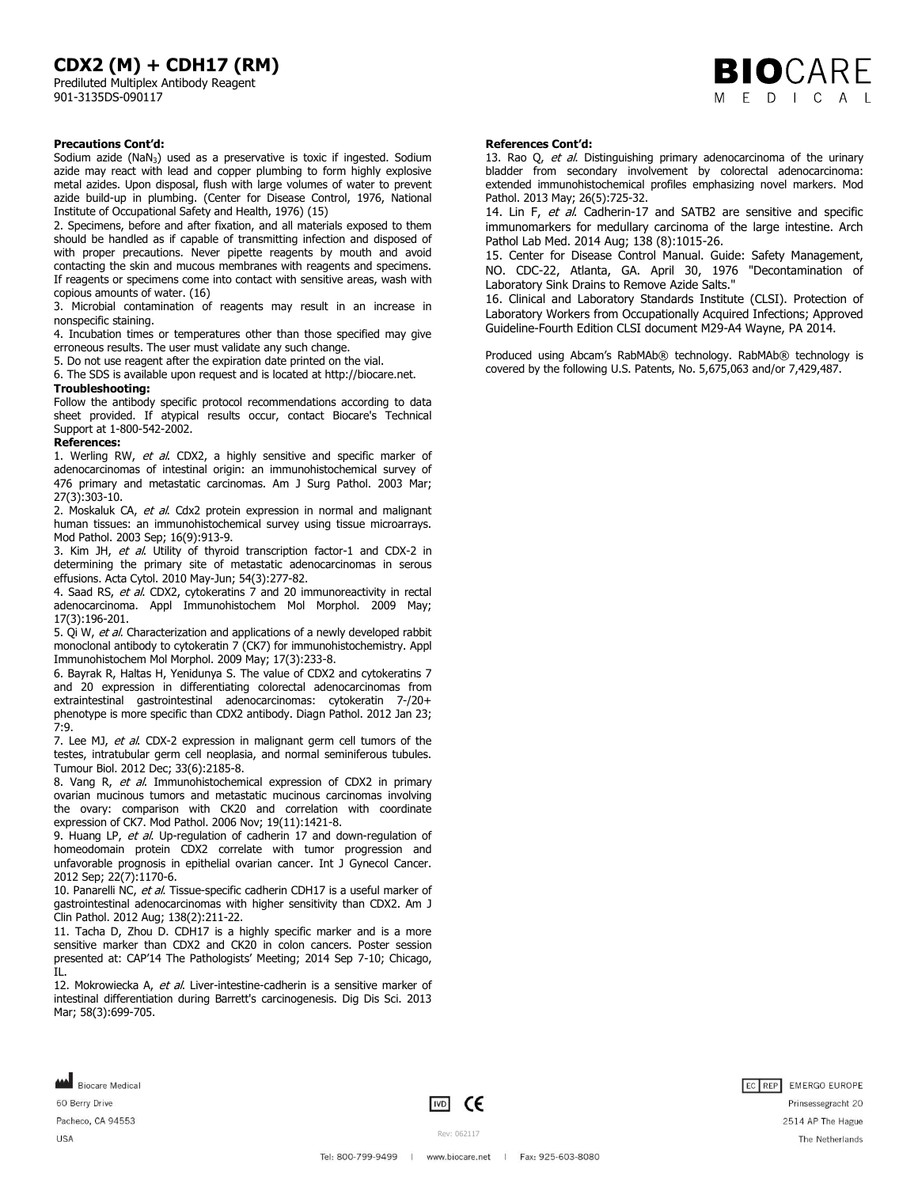**Precautions Cont'd:**

Sodium azide ($NaN_3$) used as a preservative is toxic if ingested. Sodium azide may react with lead and copper plumbing to form highly explosive metal azides. Upon disposal, flush with large volumes of water to prevent azide build-up in plumbing. (Center for Disease Control, 1976, National Institute of Occupational Safety and Health, 1976) (15)

2. Specimens, before and after fixation, and all materials exposed to them should be handled as if capable of transmitting infection and disposed of with proper precautions. Never pipette reagents by mouth and avoid contacting the skin and mucous membranes with reagents and specimens. If reagents or specimens come into contact with sensitive areas, wash with copious amounts of water. (16)
3. Microbial contamination of reagents may result in an increase in nonspecific staining.
4. Incubation times or temperatures other than those specified may give erroneous results. The user must validate any such change.
5. Do not use reagent after the expiration date printed on the vial.
6. The SDS is available upon request and is located at http://biocare.net.

**Troubleshooting:**

Follow the antibody specific protocol recommendations according to data sheet provided. If atypical results occur, contact Biocare's Technical Support at 1-800-542-2002.

**References:**

1. Werling RW, *et al*. CDX2, a highly sensitive and specific marker of adenocarcinomas of intestinal origin: an immunohistochemical survey of 476 primary and metastatic carcinomas. Am J Surg Pathol. 2003 Mar; 27(3):303-10.
2. Moskaluk CA, *et al*. Cdx2 protein expression in normal and malignant human tissues: an immunohistochemical survey using tissue microarrays. Mod Pathol. 2003 Sep; 16(9):913-9.
3. Kim JH, *et al*. Utility of thyroid transcription factor-1 and CDX-2 in determining the primary site of metastatic adenocarcinomas in serous effusions. Acta Cytol. 2010 May-Jun; 54(3):277-82.
4. Saad RS, *et al*. CDX2, cytokeratins 7 and 20 immunoreactivity in rectal adenocarcinoma. Appl Immunohistochem Mol Morphol. 2009 May; 17(3):196-201.
5. Qi W, *et al*. Characterization and applications of a newly developed rabbit monoclonal antibody to cytokeratin 7 (CK7) for immunohistochemistry. Appl Immunohistochem Mol Morphol. 2009 May; 17(3):233-8.
6. Bayrak R, Haltas H, Yenidunya S. The value of CDX2 and cytokeratins 7 and 20 expression in differentiating colorectal adenocarcinomas from extraintestinal gastrointestinal adenocarcinomas: cytokeratin 7-/20+ phenotype is more specific than CDX2 antibody. Diagn Pathol. 2012 Jan 23; 7:9.
7. Lee MJ, *et al*. CDX-2 expression in malignant germ cell tumors of the testes, intratubular germ cell neoplasia, and normal seminiferous tubules. Tumour Biol. 2012 Dec; 33(6):2185-8.
8. Vang R, *et al*. Immunohistochemical expression of CDX2 in primary ovarian mucinous tumors and metastatic mucinous carcinomas involving the ovary: comparison with CK20 and correlation with coordinate expression of CK7. Mod Pathol. 2006 Nov; 19(11):1421-8.
9. Huang LP, *et al*. Up-regulation of cadherin 17 and down-regulation of homeodomain protein CDX2 correlate with tumor progression and unfavorable prognosis in epithelial ovarian cancer. Int J Gynecol Cancer. 2012 Sep; 22(7):1170-6.
10. Panarelli NC, *et al*. Tissue-specific cadherin CDH17 is a useful marker of gastrointestinal adenocarcinomas with higher sensitivity than CDX2. Am J Clin Pathol. 2012 Aug; 138(2):211-22.
11. Tacha D, Zhou D. CDH17 is a highly specific marker and is a more sensitive marker than CDX2 and CK20 in colon cancers. Poster session presented at: CAP'14 The Pathologists' Meeting; 2014 Sep 7-10; Chicago, IL.
12. Mokrowiecka A, *et al*. Liver-intestine-cadherin is a sensitive marker of intestinal differentiation during Barrett's carcinogenesis. Dig Dis Sci. 2013 Mar; 58(3):699-705.

**References Cont'd:**

13. Rao Q, *et al*. Distinguishing primary adenocarcinoma of the urinary bladder from secondary involvement by colorectal adenocarcinoma: extended immunohistochemical profiles emphasizing novel markers. Mod Pathol. 2013 May; 26(5):725-32.
14. Lin F, *et al*. Cadherin-17 and SATB2 are sensitive and specific immunomarkers for medullary carcinoma of the large intestine. Arch Pathol Lab Med. 2014 Aug; 138 (8):1015-26.
15. Center for Disease Control Manual. Guide: Safety Management, NO. CDC-22, Atlanta, GA. April 30, 1976 "Decontamination of Laboratory Sink Drains to Remove Azide Salts."
16. Clinical and Laboratory Standards Institute (CLSI). Protection of Laboratory Workers from Occupationally Acquired Infections; Approved Guideline-Fourth Edition CLSI document M29-A4 Wayne, PA 2014.

Produced using Abcam's RabMAb® technology. RabMAb® technology is covered by the following U.S. Patents, No. 5,675,063 and/or 7,429,487.

Biocare Medical
60 Berry Drive
Pacheco, CA 94553
USA

IVD CE

Rev: 062117

EC REP EMERGO EUROPE
Prinsessegracht 20
2514 AP The Hague
The Netherlands

Tel: 800-799-9499 | www.biocare.net | Fax: 925-603-8080